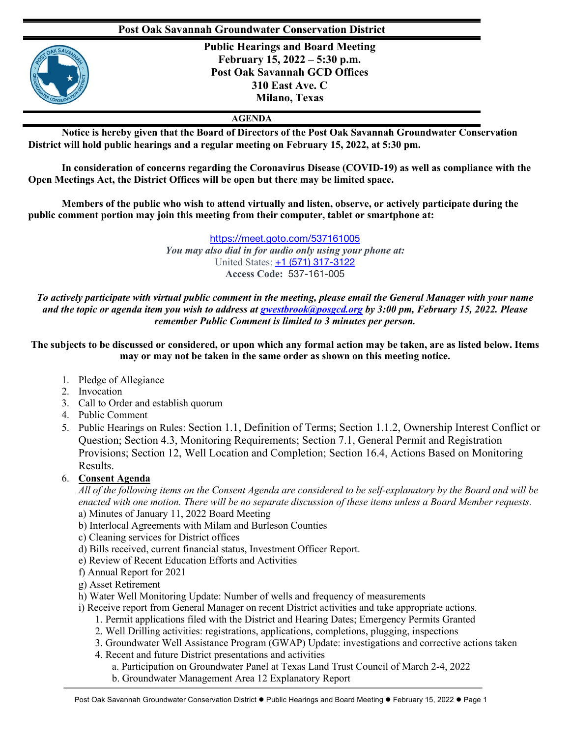# Post Oak Savannah Groundwater Conservation District

## Public Hearings and Board Meeting
**February 15, 2022 – 5:30 p.m.**
**Post Oak Savannah GCD Offices**
**310 East Ave. C**
**Milano, Texas**

### AGENDA

**Notice is hereby given that the Board of Directors of the Post Oak Savannah Groundwater Conservation District will hold public hearings and a regular meeting on February 15, 2022, at 5:30 pm.**

**In consideration of concerns regarding the Coronavirus Disease (COVID-19) as well as compliance with the Open Meetings Act, the District Offices will be open but there may be limited space.**

**Members of the public who wish to attend virtually and listen, observe, or actively participate during the public comment portion may join this meeting from their computer, tablet or smartphone at:**

https://meet.goto.com/537161005
*You may also dial in for audio only using your phone at:*
United States: +1 (571) 317-3122
**Access Code:** 537-161-005

***To actively participate with virtual public comment in the meeting, please email the General Manager with your name and the topic or agenda item you wish to address at gwestbrook@posgcd.org by 3:00 pm, February 15, 2022. Please remember Public Comment is limited to 3 minutes per person.***

**The subjects to be discussed or considered, or upon which any formal action may be taken, are as listed below. Items may or may not be taken in the same order as shown on this meeting notice.**

1. Pledge of Allegiance
2. Invocation
3. Call to Order and establish quorum
4. Public Comment
5. Public Hearings on Rules: Section 1.1, Definition of Terms; Section 1.1.2, Ownership Interest Conflict or Question; Section 4.3, Monitoring Requirements; Section 7.1, General Permit and Registration Provisions; Section 12, Well Location and Completion; Section 16.4, Actions Based on Monitoring Results.
6. **Consent Agenda**
   *All of the following items on the Consent Agenda are considered to be self-explanatory by the Board and will be enacted with one motion. There will be no separate discussion of these items unless a Board Member requests.*
   a) Minutes of January 11, 2022 Board Meeting
   b) Interlocal Agreements with Milam and Burleson Counties
   c) Cleaning services for District offices
   d) Bills received, current financial status, Investment Officer Report.
   e) Review of Recent Education Efforts and Activities
   f) Annual Report for 2021
   g) Asset Retirement
   h) Water Well Monitoring Update: Number of wells and frequency of measurements
   i) Receive report from General Manager on recent District activities and take appropriate actions.
      1. Permit applications filed with the District and Hearing Dates; Emergency Permits Granted
      2. Well Drilling activities: registrations, applications, completions, plugging, inspections
      3. Groundwater Well Assistance Program (GWAP) Update: investigations and corrective actions taken
      4. Recent and future District presentations and activities
         a. Participation on Groundwater Panel at Texas Land Trust Council of March 2-4, 2022
         b. Groundwater Management Area 12 Explanatory Report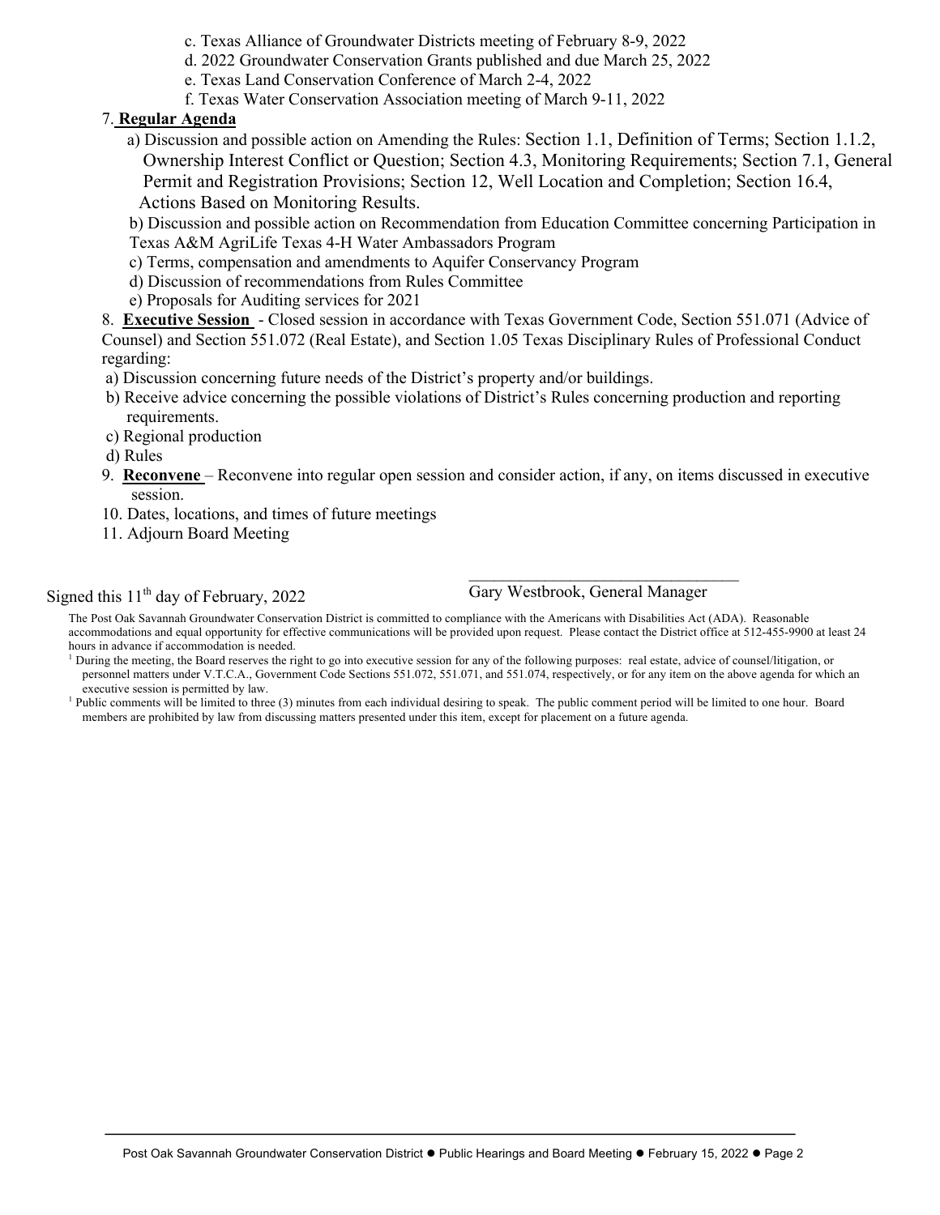c. Texas Alliance of Groundwater Districts meeting of February 8-9, 2022
d. 2022 Groundwater Conservation Grants published and due March 25, 2022
e. Texas Land Conservation Conference of March 2-4, 2022
f. Texas Water Conservation Association meeting of March 9-11, 2022

7. **Regular Agenda**

a) Discussion and possible action on Amending the Rules: Section 1.1, Definition of Terms; Section 1.1.2, Ownership Interest Conflict or Question; Section 4.3, Monitoring Requirements; Section 7.1, General Permit and Registration Provisions; Section 12, Well Location and Completion; Section 16.4, Actions Based on Monitoring Results.

b) Discussion and possible action on Recommendation from Education Committee concerning Participation in Texas A&M AgriLife Texas 4-H Water Ambassadors Program

c) Terms, compensation and amendments to Aquifer Conservancy Program

d) Discussion of recommendations from Rules Committee

e) Proposals for Auditing services for 2021

8. **Executive Session** - Closed session in accordance with Texas Government Code, Section 551.071 (Advice of Counsel) and Section 551.072 (Real Estate), and Section 1.05 Texas Disciplinary Rules of Professional Conduct regarding:

a) Discussion concerning future needs of the District's property and/or buildings.

b) Receive advice concerning the possible violations of District's Rules concerning production and reporting requirements.

c) Regional production

d) Rules

9. **Reconvene** – Reconvene into regular open session and consider action, if any, on items discussed in executive session.

10. Dates, locations, and times of future meetings

11. Adjourn Board Meeting

Signed this 11th day of February, 2022

\_\_\_\_\_\_\_\_\_\_\_\_\_\_\_\_\_\_\_\_\_\_\_\_\_\_\_\_\_\_\_\_
Gary Westbrook, General Manager

The Post Oak Savannah Groundwater Conservation District is committed to compliance with the Americans with Disabilities Act (ADA). Reasonable accommodations and equal opportunity for effective communications will be provided upon request. Please contact the District office at 512-455-9900 at least 24 hours in advance if accommodation is needed.

[1] During the meeting, the Board reserves the right to go into executive session for any of the following purposes: real estate, advice of counsel/litigation, or personnel matters under V.T.C.A., Government Code Sections 551.072, 551.071, and 551.074, respectively, or for any item on the above agenda for which an executive session is permitted by law.

[1] Public comments will be limited to three (3) minutes from each individual desiring to speak. The public comment period will be limited to one hour. Board members are prohibited by law from discussing matters presented under this item, except for placement on a future agenda.